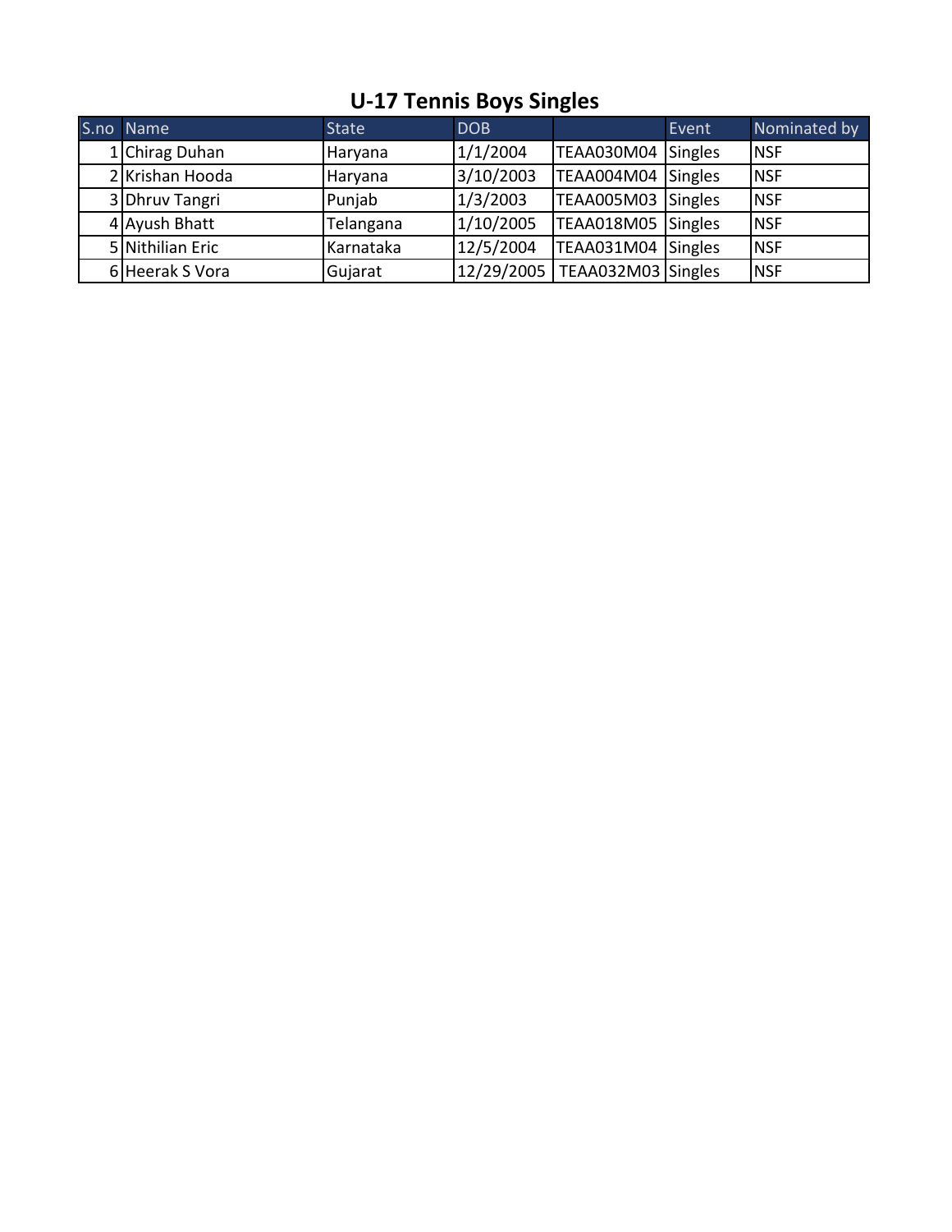# U-17 Tennis Boys Singles

| S.no | Name | State | DOB | | Event | Nominated by |
|---|---|---|---|---|---|---|
| 1 | Chirag Duhan | Haryana | 1/1/2004 | TEAA030M04 | Singles | NSF |
| 2 | Krishan Hooda | Haryana | 3/10/2003 | TEAA004M04 | Singles | NSF |
| 3 | Dhruv Tangri | Punjab | 1/3/2003 | TEAA005M03 | Singles | NSF |
| 4 | Ayush Bhatt | Telangana | 1/10/2005 | TEAA018M05 | Singles | NSF |
| 5 | Nithilian Eric | Karnataka | 12/5/2004 | TEAA031M04 | Singles | NSF |
| 6 | Heerak S Vora | Gujarat | 12/29/2005 | TEAA032M03 | Singles | NSF |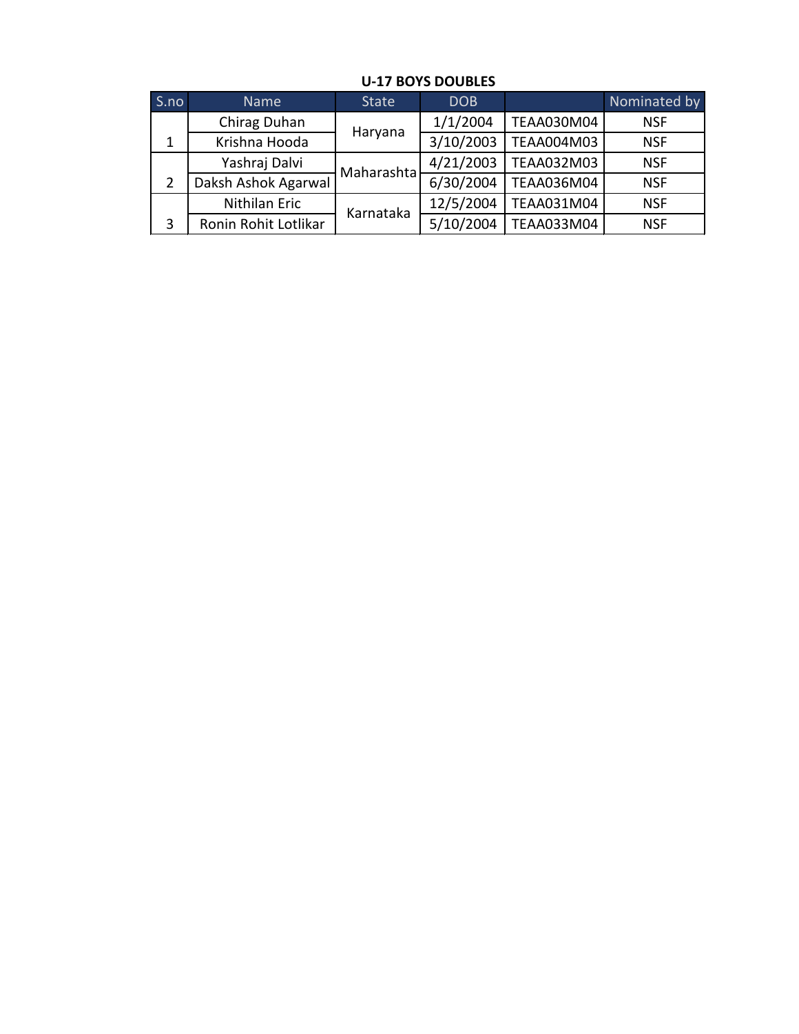**U-17 BOYS DOUBLES**

| S.no | Name | State | DOB | | Nominated by |
|---|---|---|---|---|---|
| 1 | Chirag Duhan | Haryana | 1/1/2004 | TEAA030M04 | NSF |
| | Krishna Hooda | | 3/10/2003 | TEAA004M03 | NSF |
| 2 | Yashraj Dalvi | Maharashta | 4/21/2003 | TEAA032M03 | NSF |
| | Daksh Ashok Agarwal | | 6/30/2004 | TEAA036M04 | NSF |
| 3 | Nithilan Eric | Karnataka | 12/5/2004 | TEAA031M04 | NSF |
| | Ronin Rohit Lotlikar | | 5/10/2004 | TEAA033M04 | NSF |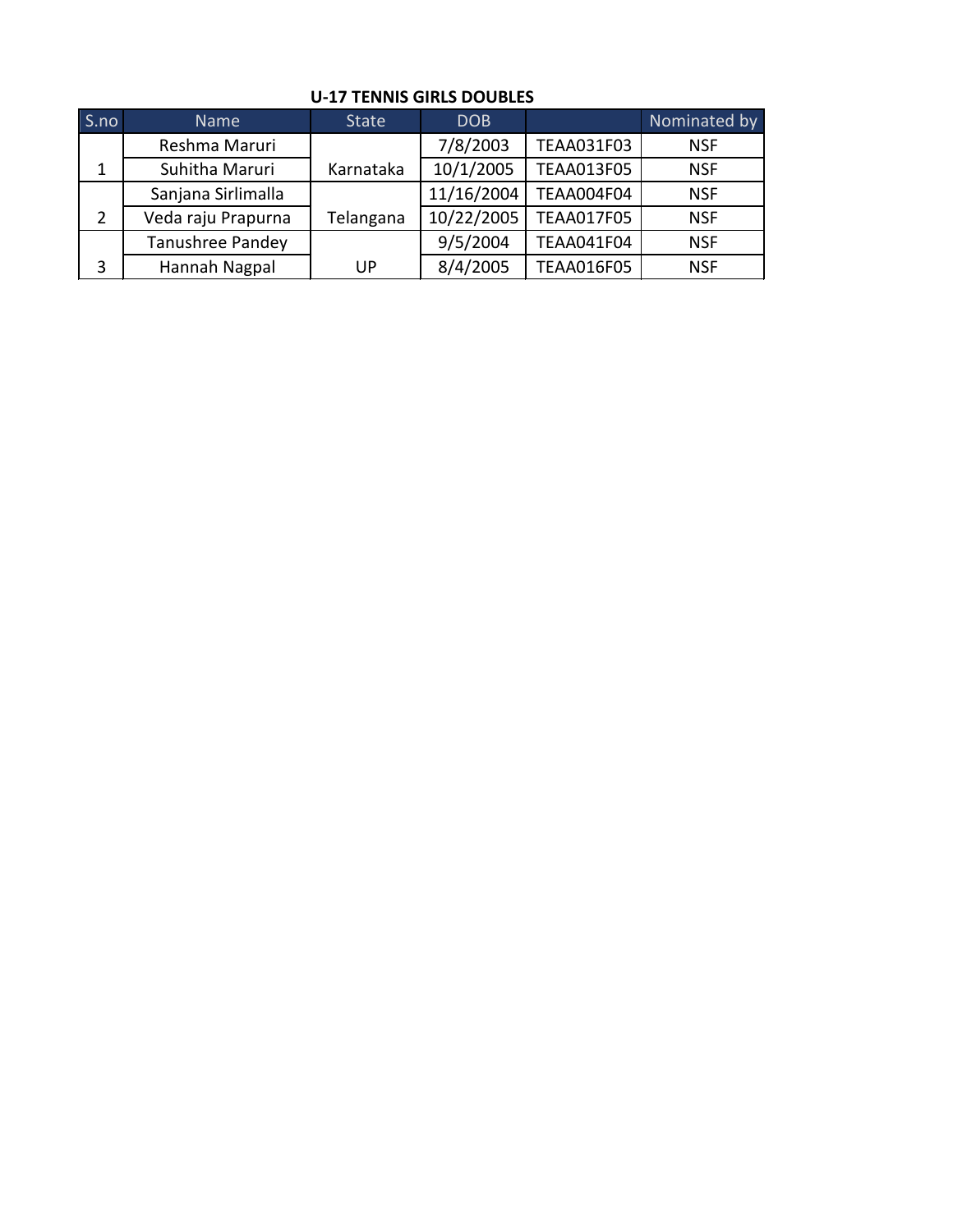**U-17 TENNIS GIRLS DOUBLES**

| S.no | Name | State | DOB | | Nominated by |
|---|---|---|---|---|---|
| 1 | Reshma Maruri | Karnataka | 7/8/2003 | TEAA031F03 | NSF |
| | Suhitha Maruri | | 10/1/2005 | TEAA013F05 | NSF |
| 2 | Sanjana Sirlimalla | Telangana | 11/16/2004 | TEAA004F04 | NSF |
| | Veda raju Prapurna | | 10/22/2005 | TEAA017F05 | NSF |
| 3 | Tanushree Pandey | UP | 9/5/2004 | TEAA041F04 | NSF |
| | Hannah Nagpal | | 8/4/2005 | TEAA016F05 | NSF |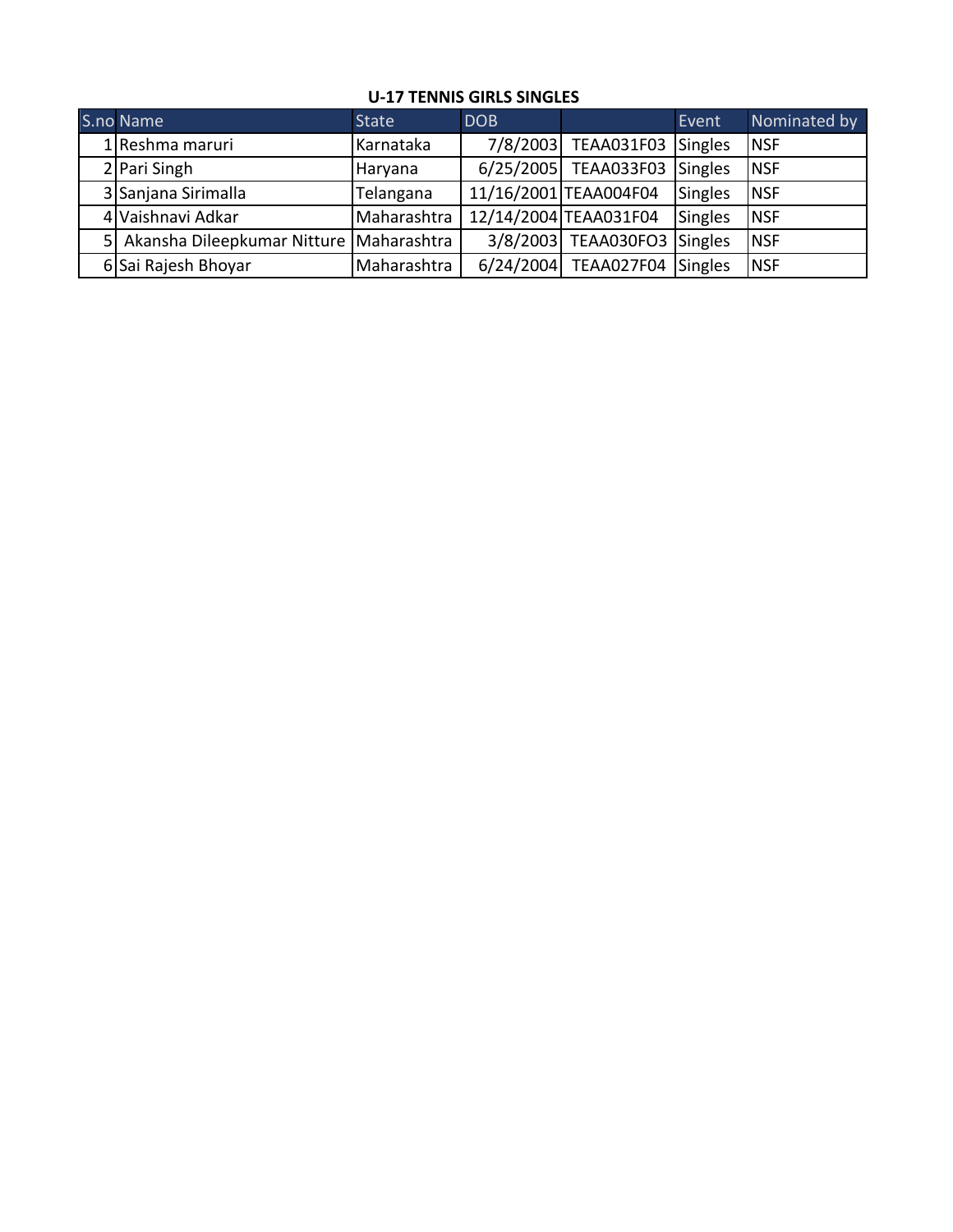**U-17 TENNIS GIRLS SINGLES**

| S.no | Name | State | DOB | | Event | Nominated by |
|---|---|---|---|---|---|---|
| 1 | Reshma maruri | Karnataka | 7/8/2003 | TEAA031F03 | Singles | NSF |
| 2 | Pari Singh | Haryana | 6/25/2005 | TEAA033F03 | Singles | NSF |
| 3 | Sanjana Sirimalla | Telangana | 11/16/2001 | TEAA004F04 | Singles | NSF |
| 4 | Vaishnavi Adkar | Maharashtra | 12/14/2004 | TEAA031F04 | Singles | NSF |
| 5 | Akansha Dileepkumar Nitture | Maharashtra | 3/8/2003 | TEAA030FO3 | Singles | NSF |
| 6 | Sai Rajesh Bhoyar | Maharashtra | 6/24/2004 | TEAA027F04 | Singles | NSF |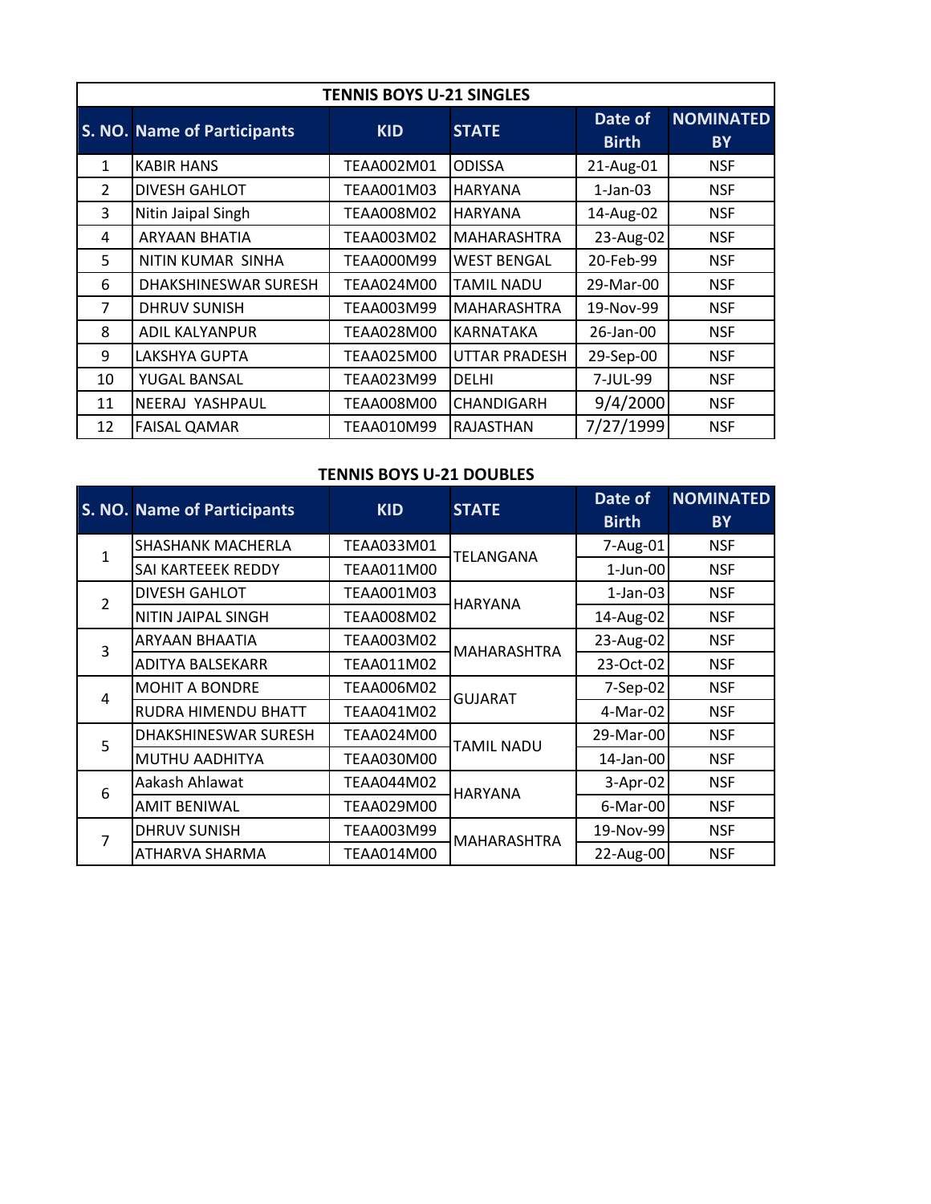## TENNIS BOYS U-21 SINGLES

| S. NO. | Name of Participants | KID | STATE | Date of Birth | NOMINATED BY |
|---|---|---|---|---|---|
| 1 | KABIR HANS | TEAA002M01 | ODISSA | 21-Aug-01 | NSF |
| 2 | DIVESH GAHLOT | TEAA001M03 | HARYANA | 1-Jan-03 | NSF |
| 3 | Nitin Jaipal Singh | TEAA008M02 | HARYANA | 14-Aug-02 | NSF |
| 4 | ARYAAN BHATIA | TEAA003M02 | MAHARASHTRA | 23-Aug-02 | NSF |
| 5 | NITIN KUMAR SINHA | TEAA000M99 | WEST BENGAL | 20-Feb-99 | NSF |
| 6 | DHAKSHINESWAR SURESH | TEAA024M00 | TAMIL NADU | 29-Mar-00 | NSF |
| 7 | DHRUV SUNISH | TEAA003M99 | MAHARASHTRA | 19-Nov-99 | NSF |
| 8 | ADIL KALYANPUR | TEAA028M00 | KARNATAKA | 26-Jan-00 | NSF |
| 9 | LAKSHYA GUPTA | TEAA025M00 | UTTAR PRADESH | 29-Sep-00 | NSF |
| 10 | YUGAL BANSAL | TEAA023M99 | DELHI | 7-JUL-99 | NSF |
| 11 | NEERAJ YASHPAUL | TEAA008M00 | CHANDIGARH | 9/4/2000 | NSF |
| 12 | FAISAL QAMAR | TEAA010M99 | RAJASTHAN | 7/27/1999 | NSF |

## TENNIS BOYS U-21 DOUBLES

| S. NO. | Name of Participants | KID | STATE | Date of Birth | NOMINATED BY |
|---|---|---|---|---|---|
| 1 | SHASHANK MACHERLA | TEAA033M01 | TELANGANA | 7-Aug-01 | NSF |
| | SAI KARTEEEK REDDY | TEAA011M00 | | 1-Jun-00 | NSF |
| 2 | DIVESH GAHLOT | TEAA001M03 | HARYANA | 1-Jan-03 | NSF |
| | NITIN JAIPAL SINGH | TEAA008M02 | | 14-Aug-02 | NSF |
| 3 | ARYAAN BHAATIA | TEAA003M02 | MAHARASHTRA | 23-Aug-02 | NSF |
| | ADITYA BALSEKARR | TEAA011M02 | | 23-Oct-02 | NSF |
| 4 | MOHIT A BONDRE | TEAA006M02 | GUJARAT | 7-Sep-02 | NSF |
| | RUDRA HIMENDU BHATT | TEAA041M02 | | 4-Mar-02 | NSF |
| 5 | DHAKSHINESWAR SURESH | TEAA024M00 | TAMIL NADU | 29-Mar-00 | NSF |
| | MUTHU AADHITYA | TEAA030M00 | | 14-Jan-00 | NSF |
| 6 | Aakash Ahlawat | TEAA044M02 | HARYANA | 3-Apr-02 | NSF |
| | AMIT BENIWAL | TEAA029M00 | | 6-Mar-00 | NSF |
| 7 | DHRUV SUNISH | TEAA003M99 | MAHARASHTRA | 19-Nov-99 | NSF |
| | ATHARVA SHARMA | TEAA014M00 | | 22-Aug-00 | NSF |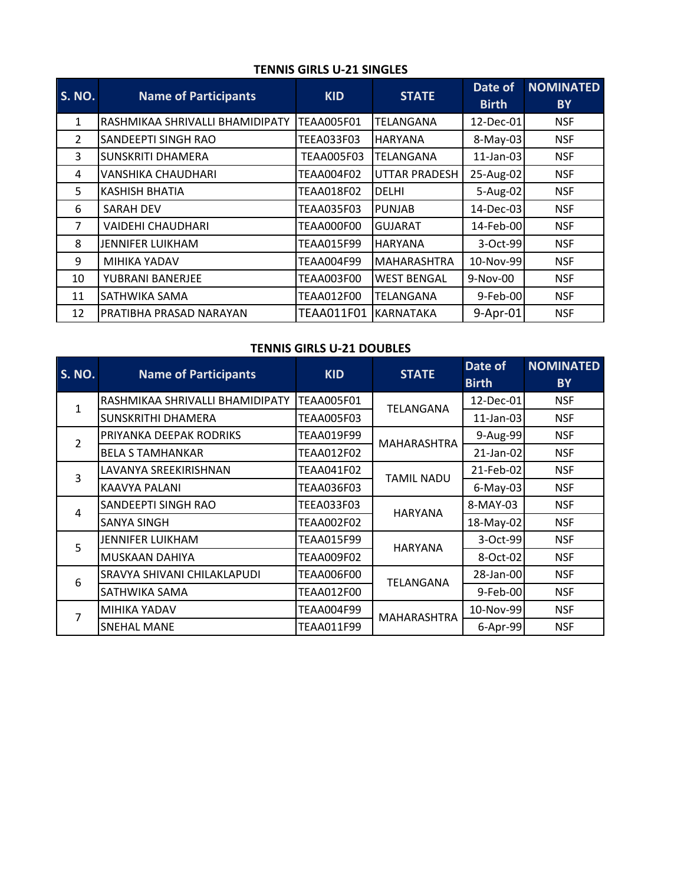### TENNIS GIRLS U-21 SINGLES

| S. NO. | Name of Participants | KID | STATE | Date of Birth | NOMINATED BY |
|---|---|---|---|---|---|
| 1 | RASHMIKAA SHRIVALLI BHAMIDIPATY | TEAA005F01 | TELANGANA | 12-Dec-01 | NSF |
| 2 | SANDEEPTI SINGH RAO | TEEA033F03 | HARYANA | 8-May-03 | NSF |
| 3 | SUNSKRITI DHAMERA | TEAA005F03 | TELANGANA | 11-Jan-03 | NSF |
| 4 | VANSHIKA CHAUDHARI | TEAA004F02 | UTTAR PRADESH | 25-Aug-02 | NSF |
| 5 | KASHISH BHATIA | TEAA018F02 | DELHI | 5-Aug-02 | NSF |
| 6 | SARAH DEV | TEAA035F03 | PUNJAB | 14-Dec-03 | NSF |
| 7 | VAIDEHI CHAUDHARI | TEAA000F00 | GUJARAT | 14-Feb-00 | NSF |
| 8 | JENNIFER LUIKHAM | TEAA015F99 | HARYANA | 3-Oct-99 | NSF |
| 9 | MIHIKA YADAV | TEAA004F99 | MAHARASHTRA | 10-Nov-99 | NSF |
| 10 | YUBRANI BANERJEE | TEAA003F00 | WEST BENGAL | 9-Nov-00 | NSF |
| 11 | SATHWIKA SAMA | TEAA012F00 | TELANGANA | 9-Feb-00 | NSF |
| 12 | PRATIBHA PRASAD NARAYAN | TEAA011F01 | KARNATAKA | 9-Apr-01 | NSF |

### TENNIS GIRLS U-21 DOUBLES

| S. NO. | Name of Participants | KID | STATE | Date of Birth | NOMINATED BY |
|---|---|---|---|---|---|
| 1 | RASHMIKAA SHRIVALLI BHAMIDIPATY | TEAA005F01 | TELANGANA | 12-Dec-01 | NSF |
| | SUNSKRITHI DHAMERA | TEAA005F03 | | 11-Jan-03 | NSF |
| 2 | PRIYANKA DEEPAK RODRIKS | TEAA019F99 | MAHARASHTRA | 9-Aug-99 | NSF |
| | BELA S TAMHANKAR | TEAA012F02 | | 21-Jan-02 | NSF |
| 3 | LAVANYA SREEKIRISHNAN | TEAA041F02 | TAMIL NADU | 21-Feb-02 | NSF |
| | KAAVYA PALANI | TEAA036F03 | | 6-May-03 | NSF |
| 4 | SANDEEPTI SINGH RAO | TEEA033F03 | HARYANA | 8-MAY-03 | NSF |
| | SANYA SINGH | TEAA002F02 | | 18-May-02 | NSF |
| 5 | JENNIFER LUIKHAM | TEAA015F99 | HARYANA | 3-Oct-99 | NSF |
| | MUSKAAN DAHIYA | TEAA009F02 | | 8-Oct-02 | NSF |
| 6 | SRAVYA SHIVANI CHILAKLAPUDI | TEAA006F00 | TELANGANA | 28-Jan-00 | NSF |
| | SATHWIKA SAMA | TEAA012F00 | | 9-Feb-00 | NSF |
| 7 | MIHIKA YADAV | TEAA004F99 | MAHARASHTRA | 10-Nov-99 | NSF |
| | SNEHAL MANE | TEAA011F99 | | 6-Apr-99 | NSF |